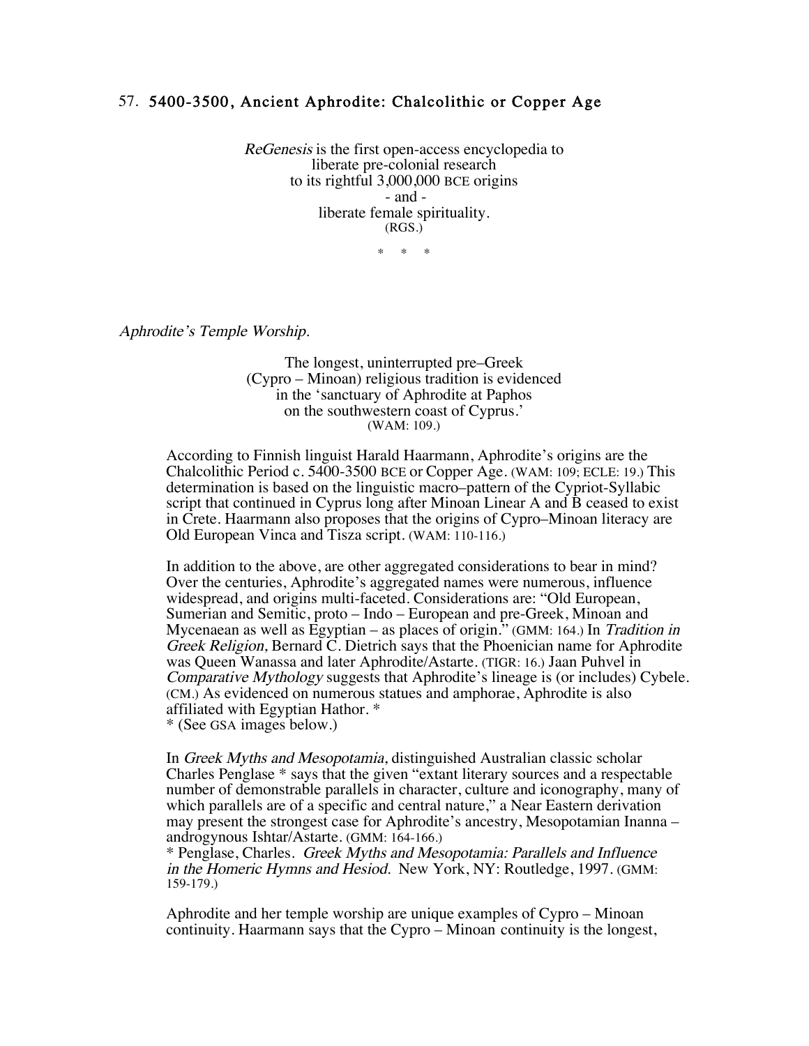## 57. 5400-3500, Ancient Aphrodite: Chalcolithic or Copper Age

*ReGenesis* is the first open-access encyclopedia to
liberate pre-colonial research
to its rightful 3,000,000 BCE origins
- and -
liberate female spirituality.
(RGS.)

\* \* \*

*Aphrodite's Temple Worship.*

The longest, uninterrupted pre–Greek
(Cypro – Minoan) religious tradition is evidenced
in the 'sanctuary of Aphrodite at Paphos
on the southwestern coast of Cyprus.'
(WAM: 109.)

According to Finnish linguist Harald Haarmann, Aphrodite's origins are the Chalcolithic Period c. 5400-3500 BCE or Copper Age. (WAM: 109; ECLE: 19.) This determination is based on the linguistic macro–pattern of the Cypriot-Syllabic script that continued in Cyprus long after Minoan Linear A and B ceased to exist in Crete. Haarmann also proposes that the origins of Cypro–Minoan literacy are Old European Vinca and Tisza script. (WAM: 110-116.)

In addition to the above, are other aggregated considerations to bear in mind? Over the centuries, Aphrodite's aggregated names were numerous, influence widespread, and origins multi-faceted. Considerations are: "Old European, Sumerian and Semitic, proto – Indo – European and pre-Greek, Minoan and Mycenaean as well as Egyptian – as places of origin." (GMM: 164.) In *Tradition in Greek Religion,* Bernard C. Dietrich says that the Phoenician name for Aphrodite was Queen Wanassa and later Aphrodite/Astarte. (TIGR: 16.) Jaan Puhvel in *Comparative Mythology* suggests that Aphrodite's lineage is (or includes) Cybele. (CM.) As evidenced on numerous statues and amphorae, Aphrodite is also affiliated with Egyptian Hathor. *
\* (See GSA images below.)

In *Greek Myths and Mesopotamia,* distinguished Australian classic scholar Charles Penglase * says that the given "extant literary sources and a respectable number of demonstrable parallels in character, culture and iconography, many of which parallels are of a specific and central nature," a Near Eastern derivation may present the strongest case for Aphrodite's ancestry, Mesopotamian Inanna – androgynous Ishtar/Astarte. (GMM: 164-166.)
\* Penglase, Charles. *Greek Myths and Mesopotamia: Parallels and Influence in the Homeric Hymns and Hesiod.* New York, NY: Routledge, 1997. (GMM: 159-179.)

Aphrodite and her temple worship are unique examples of Cypro – Minoan continuity. Haarmann says that the Cypro – Minoan continuity is the longest,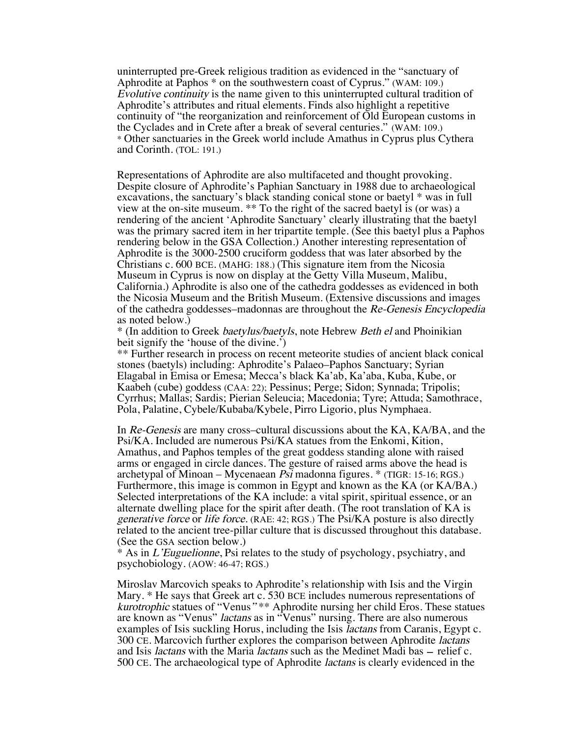uninterrupted pre-Greek religious tradition as evidenced in the "sanctuary of Aphrodite at Paphos * on the southwestern coast of Cyprus." (WAM: 109.) *Evolutive continuity* is the name given to this uninterrupted cultural tradition of Aphrodite's attributes and ritual elements. Finds also highlight a repetitive continuity of "the reorganization and reinforcement of Old European customs in the Cyclades and in Crete after a break of several centuries." (WAM: 109.)
* Other sanctuaries in the Greek world include Amathus in Cyprus plus Cythera and Corinth. (TOL: 191.)

Representations of Aphrodite are also multifaceted and thought provoking. Despite closure of Aphrodite's Paphian Sanctuary in 1988 due to archaeological excavations, the sanctuary's black standing conical stone or baetyl * was in full view at the on-site museum. ** To the right of the sacred baetyl is (or was) a rendering of the ancient 'Aphrodite Sanctuary' clearly illustrating that the baetyl was the primary sacred item in her tripartite temple. (See this baetyl plus a Paphos rendering below in the GSA Collection.) Another interesting representation of Aphrodite is the 3000-2500 cruciform goddess that was later absorbed by the Christians c. 600 BCE. (MAHG: 188.) (This signature item from the Nicosia Museum in Cyprus is now on display at the Getty Villa Museum, Malibu, California.) Aphrodite is also one of the cathedra goddesses as evidenced in both the Nicosia Museum and the British Museum. (Extensive discussions and images of the cathedra goddesses–madonnas are throughout the *Re-Genesis Encyclopedia* as noted below.)
* (In addition to Greek *baetylus/baetyls*, note Hebrew *Beth el* and Phoinikian beit signify the 'house of the divine.')
** Further research in process on recent meteorite studies of ancient black conical stones (baetyls) including: Aphrodite's Palaeo–Paphos Sanctuary; Syrian Elagabal in Emisa or Emesa; Mecca's black Ka'ab, Ka'aba, Kuba, Kube, or Kaabeh (cube) goddess (CAA: 22); Pessinus; Perge; Sidon; Synnada; Tripolis; Cyrrhus; Mallas; Sardis; Pierian Seleucia; Macedonia; Tyre; Attuda; Samothrace, Pola, Palatine, Cybele/Kubaba/Kybele, Pirro Ligorio, plus Nymphaea.

In *Re-Genesis* are many cross–cultural discussions about the KA, KA/BA, and the Psi/KA. Included are numerous Psi/KA statues from the Enkomi, Kition, Amathus, and Paphos temples of the great goddess standing alone with raised arms or engaged in circle dances. The gesture of raised arms above the head is archetypal of Minoan – Mycenaean *Psi* madonna figures. * (TIGR: 15-16; RGS.) Furthermore, this image is common in Egypt and known as the KA (or KA/BA.) Selected interpretations of the KA include: a vital spirit, spiritual essence, or an alternate dwelling place for the spirit after death. (The root translation of KA is *generative force* or *life force*. (RAE: 42; RGS.) The Psi/KA posture is also directly related to the ancient tree-pillar culture that is discussed throughout this database. (See the GSA section below.)
* As in *L'Euguelionne*, Psi relates to the study of psychology, psychiatry, and psychobiology. (AOW: 46-47; RGS.)

Miroslav Marcovich speaks to Aphrodite's relationship with Isis and the Virgin Mary. * He says that Greek art c. 530 BCE includes numerous representations of *kurotrophic* statues of "Venus" ** Aphrodite nursing her child Eros. These statues are known as "Venus" *lactans* as in "Venus" nursing. There are also numerous examples of Isis suckling Horus, including the Isis *lactans* from Caranis, Egypt c. 300 CE. Marcovich further explores the comparison between Aphrodite *lactans* and Isis *lactans* with the Maria *lactans* such as the Medinet Madi bas – relief c. 500 CE. The archaeological type of Aphrodite *lactans* is clearly evidenced in the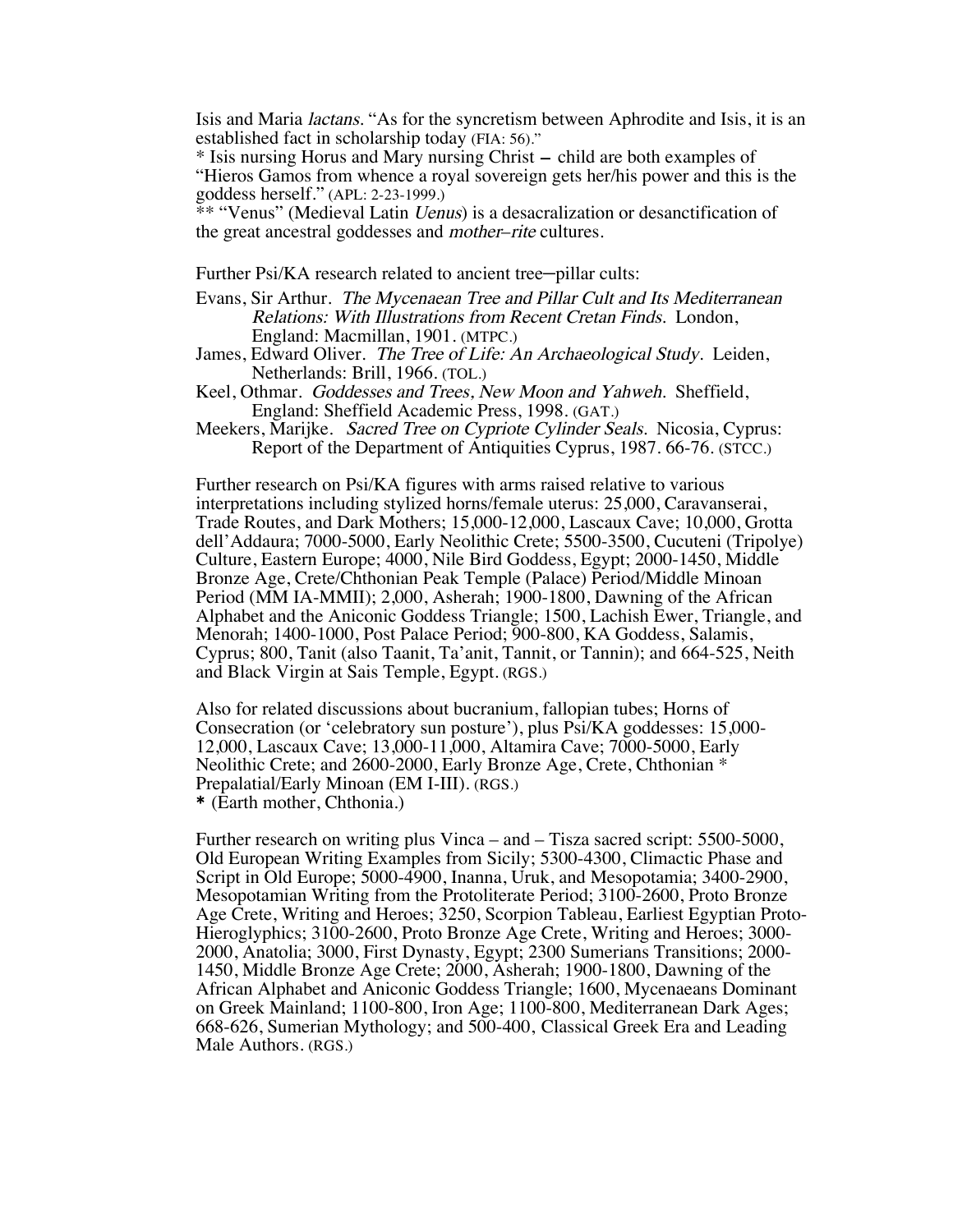Isis and Maria *lactans*. "As for the syncretism between Aphrodite and Isis, it is an established fact in scholarship today (FIA: 56)."

* Isis nursing Horus and Mary nursing Christ – child are both examples of "Hieros Gamos from whence a royal sovereign gets her/his power and this is the goddess herself." (APL: 2-23-1999.)

** "Venus" (Medieval Latin *Uenus*) is a desacralization or desanctification of the great ancestral goddesses and *mother–rite* cultures.

Further Psi/KA research related to ancient tree–pillar cults:

Evans, Sir Arthur. *The Mycenaean Tree and Pillar Cult and Its Mediterranean Relations: With Illustrations from Recent Cretan Finds.* London, England: Macmillan, 1901. (MTPC.)

James, Edward Oliver. *The Tree of Life: An Archaeological Study.* Leiden, Netherlands: Brill, 1966. (TOL.)

Keel, Othmar. *Goddesses and Trees, New Moon and Yahweh.* Sheffield, England: Sheffield Academic Press, 1998. (GAT.)

Meekers, Marijke. *Sacred Tree on Cypriote Cylinder Seals.* Nicosia, Cyprus: Report of the Department of Antiquities Cyprus, 1987. 66-76. (STCC.)

Further research on Psi/KA figures with arms raised relative to various interpretations including stylized horns/female uterus: 25,000, Caravanserai, Trade Routes, and Dark Mothers; 15,000-12,000, Lascaux Cave; 10,000, Grotta dell'Addaura; 7000-5000, Early Neolithic Crete; 5500-3500, Cucuteni (Tripolye) Culture, Eastern Europe; 4000, Nile Bird Goddess, Egypt; 2000-1450, Middle Bronze Age, Crete/Chthonian Peak Temple (Palace) Period/Middle Minoan Period (MM IA-MMII); 2,000, Asherah; 1900-1800, Dawning of the African Alphabet and the Aniconic Goddess Triangle; 1500, Lachish Ewer, Triangle, and Menorah; 1400-1000, Post Palace Period; 900-800, KA Goddess, Salamis, Cyprus; 800, Tanit (also Taanit, Ta'anit, Tannit, or Tannin); and 664-525, Neith and Black Virgin at Sais Temple, Egypt. (RGS.)

Also for related discussions about bucranium, fallopian tubes; Horns of Consecration (or 'celebratory sun posture'), plus Psi/KA goddesses: 15,000-12,000, Lascaux Cave; 13,000-11,000, Altamira Cave; 7000-5000, Early Neolithic Crete; and 2600-2000, Early Bronze Age, Crete, Chthonian * Prepalatial/Early Minoan (EM I-III). (RGS.)

* (Earth mother, Chthonia.)

Further research on writing plus Vinca – and – Tisza sacred script: 5500-5000, Old European Writing Examples from Sicily; 5300-4300, Climactic Phase and Script in Old Europe; 5000-4900, Inanna, Uruk, and Mesopotamia; 3400-2900, Mesopotamian Writing from the Protoliterate Period; 3100-2600, Proto Bronze Age Crete, Writing and Heroes; 3250, Scorpion Tableau, Earliest Egyptian Proto-Hieroglyphics; 3100-2600, Proto Bronze Age Crete, Writing and Heroes; 3000-2000, Anatolia; 3000, First Dynasty, Egypt; 2300 Sumerians Transitions; 2000-1450, Middle Bronze Age Crete; 2000, Asherah; 1900-1800, Dawning of the African Alphabet and Aniconic Goddess Triangle; 1600, Mycenaeans Dominant on Greek Mainland; 1100-800, Iron Age; 1100-800, Mediterranean Dark Ages; 668-626, Sumerian Mythology; and 500-400, Classical Greek Era and Leading Male Authors. (RGS.)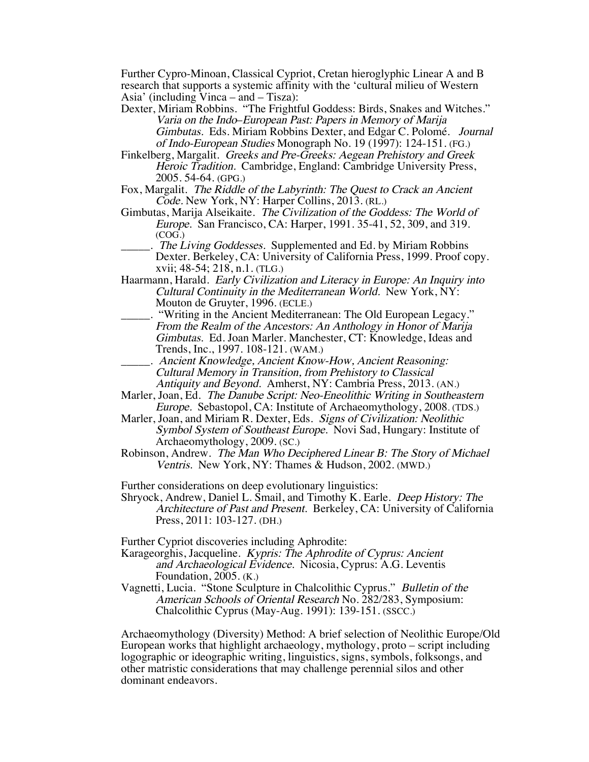Further Cypro-Minoan, Classical Cypriot, Cretan hieroglyphic Linear A and B research that supports a systemic affinity with the 'cultural milieu of Western Asia' (including Vinca – and – Tisza):

Dexter, Miriam Robbins. "The Frightful Goddess: Birds, Snakes and Witches." *Varia on the Indo–European Past: Papers in Memory of Marija Gimbutas.* Eds. Miriam Robbins Dexter, and Edgar C. Polomé. *Journal of Indo-European Studies* Monograph No. 19 (1997): 124-151. (FG.)

Finkelberg, Margalit. *Greeks and Pre-Greeks: Aegean Prehistory and Greek Heroic Tradition.* Cambridge, England: Cambridge University Press, 2005. 54-64. (GPG.)

Fox, Margalit. *The Riddle of the Labyrinth: The Quest to Crack an Ancient Code.* New York, NY: Harper Collins, 2013. (RL.)

Gimbutas, Marija Alseikaite. *The Civilization of the Goddess: The World of Europe.* San Francisco, CA: Harper, 1991. 35-41, 52, 309, and 319. (COG.)

_____. *The Living Goddesses.* Supplemented and Ed. by Miriam Robbins Dexter. Berkeley, CA: University of California Press, 1999. Proof copy. xvii; 48-54; 218, n.1. (TLG.)

Haarmann, Harald. *Early Civilization and Literacy in Europe: An Inquiry into Cultural Continuity in the Mediterranean World.* New York, NY: Mouton de Gruyter, 1996. (ECLE.)

_____. "Writing in the Ancient Mediterranean: The Old European Legacy." *From the Realm of the Ancestors: An Anthology in Honor of Marija Gimbutas.* Ed. Joan Marler. Manchester, CT: Knowledge, Ideas and Trends, Inc., 1997. 108-121. (WAM.)

_____. *Ancient Knowledge, Ancient Know-How, Ancient Reasoning: Cultural Memory in Transition, from Prehistory to Classical Antiquity and Beyond.* Amherst, NY: Cambria Press, 2013. (AN.)

Marler, Joan, Ed. *The Danube Script: Neo-Eneolithic Writing in Southeastern Europe.* Sebastopol, CA: Institute of Archaeomythology, 2008. (TDS.)

Marler, Joan, and Miriam R. Dexter, Eds. *Signs of Civilization: Neolithic Symbol System of Southeast Europe.* Novi Sad, Hungary: Institute of Archaeomythology, 2009. (SC.)

Robinson, Andrew. *The Man Who Deciphered Linear B: The Story of Michael Ventris.* New York, NY: Thames & Hudson, 2002. (MWD.)

Further considerations on deep evolutionary linguistics:

Shryock, Andrew, Daniel L. Smail, and Timothy K. Earle. *Deep History: The Architecture of Past and Present.* Berkeley, CA: University of California Press, 2011: 103-127. (DH.)

Further Cypriot discoveries including Aphrodite:

Karageorghis, Jacqueline. *Kypris: The Aphrodite of Cyprus: Ancient and Archaeological Evidence.* Nicosia, Cyprus: A.G. Leventis Foundation, 2005. (K.)

Vagnetti, Lucia. "Stone Sculpture in Chalcolithic Cyprus." *Bulletin of the American Schools of Oriental Research* No. 282/283, Symposium: Chalcolithic Cyprus (May-Aug. 1991): 139-151. (SSCC.)

Archaeomythology (Diversity) Method: A brief selection of Neolithic Europe/Old European works that highlight archaeology, mythology, proto – script including logographic or ideographic writing, linguistics, signs, symbols, folksongs, and other matristic considerations that may challenge perennial silos and other dominant endeavors.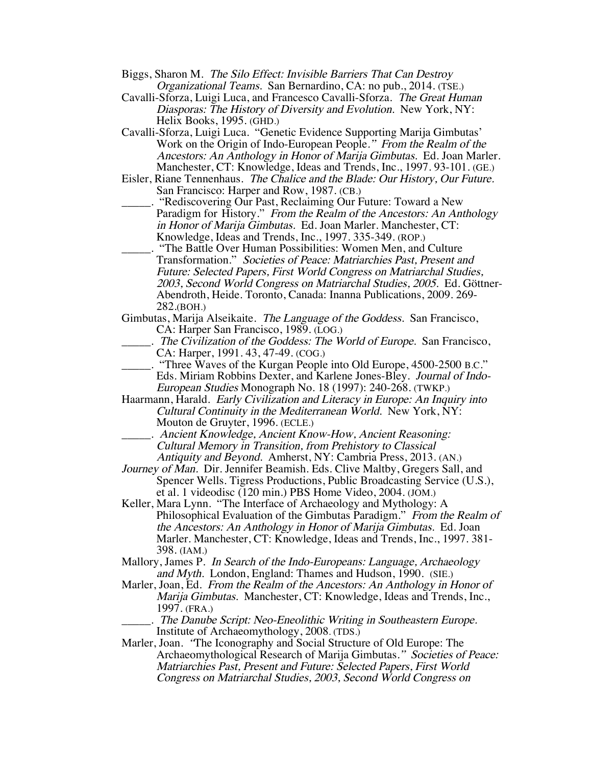Biggs, Sharon M. *The Silo Effect: Invisible Barriers That Can Destroy Organizational Teams.* San Bernardino, CA: no pub., 2014. (TSE.)

Cavalli-Sforza, Luigi Luca, and Francesco Cavalli-Sforza. *The Great Human Diasporas: The History of Diversity and Evolution.* New York, NY: Helix Books, 1995. (GHD.)

Cavalli-Sforza, Luigi Luca. "Genetic Evidence Supporting Marija Gimbutas' Work on the Origin of Indo-European People." *From the Realm of the Ancestors: An Anthology in Honor of Marija Gimbutas.* Ed. Joan Marler. Manchester, CT: Knowledge, Ideas and Trends, Inc., 1997. 93-101. (GE.)

Eisler, Riane Tennenhaus. *The Chalice and the Blade: Our History, Our Future.* San Francisco: Harper and Row, 1987. (CB.)

_____. "Rediscovering Our Past, Reclaiming Our Future: Toward a New Paradigm for History." *From the Realm of the Ancestors: An Anthology in Honor of Marija Gimbutas.* Ed. Joan Marler. Manchester, CT: Knowledge, Ideas and Trends, Inc., 1997. 335-349. (ROP.)

_____. "The Battle Over Human Possibilities: Women Men, and Culture Transformation." *Societies of Peace: Matriarchies Past, Present and Future: Selected Papers, First World Congress on Matriarchal Studies, 2003, Second World Congress on Matriarchal Studies, 2005.* Ed. Göttner-Abendroth, Heide. Toronto, Canada: Inanna Publications, 2009. 269-282.(BOH.)

Gimbutas, Marija Alseikaite. *The Language of the Goddess.* San Francisco, CA: Harper San Francisco, 1989. (LOG.)

_____. *The Civilization of the Goddess: The World of Europe.* San Francisco, CA: Harper, 1991. 43, 47-49. (COG.)

_____. "Three Waves of the Kurgan People into Old Europe, 4500-2500 B.C." Eds. Miriam Robbins Dexter, and Karlene Jones-Bley. *Journal of Indo-European Studies* Monograph No. 18 (1997): 240-268. (TWKP.)

Haarmann, Harald. *Early Civilization and Literacy in Europe: An Inquiry into Cultural Continuity in the Mediterranean World.* New York, NY: Mouton de Gruyter, 1996. (ECLE.)

_____. *Ancient Knowledge, Ancient Know-How, Ancient Reasoning: Cultural Memory in Transition, from Prehistory to Classical Antiquity and Beyond.* Amherst, NY: Cambria Press, 2013. (AN.)

*Journey of Man.* Dir. Jennifer Beamish. Eds. Clive Maltby, Gregers Sall, and Spencer Wells. Tigress Productions, Public Broadcasting Service (U.S.), et al. 1 videodisc (120 min.) PBS Home Video, 2004. (JOM.)

Keller, Mara Lynn. "The Interface of Archaeology and Mythology: A Philosophical Evaluation of the Gimbutas Paradigm." *From the Realm of the Ancestors: An Anthology in Honor of Marija Gimbutas.* Ed. Joan Marler. Manchester, CT: Knowledge, Ideas and Trends, Inc., 1997. 381-398. (IAM.)

Mallory, James P. *In Search of the Indo-Europeans: Language, Archaeology and Myth.* London, England: Thames and Hudson, 1990. (SIE.)

Marler, Joan, Ed. *From the Realm of the Ancestors: An Anthology in Honor of Marija Gimbutas.* Manchester, CT: Knowledge, Ideas and Trends, Inc., 1997. (FRA.)

_____. *The Danube Script: Neo-Eneolithic Writing in Southeastern Europe.* Institute of Archaeomythology, 2008. (TDS.)

Marler, Joan. "The Iconography and Social Structure of Old Europe: The Archaeomythological Research of Marija Gimbutas." *Societies of Peace: Matriarchies Past, Present and Future: Selected Papers, First World Congress on Matriarchal Studies, 2003, Second World Congress on*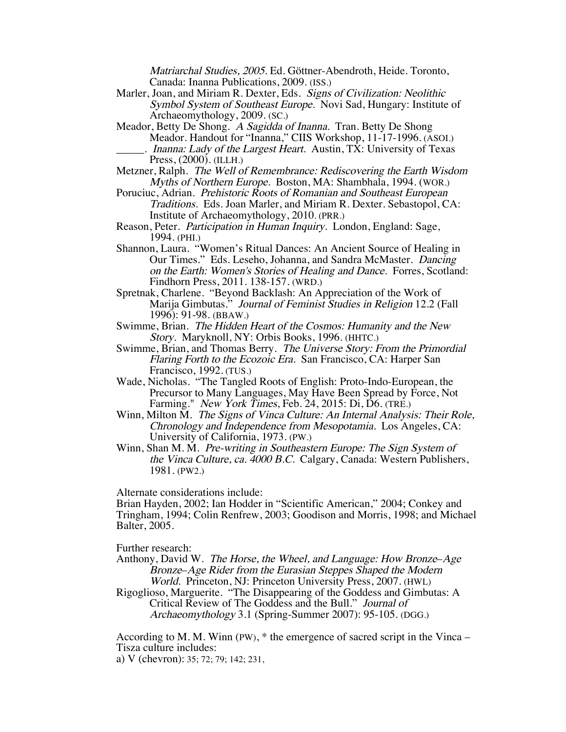*Matriarchal Studies, 2005*. Ed. Göttner-Abendroth, Heide. Toronto, Canada: Inanna Publications, 2009. (ISS.)

Marler, Joan, and Miriam R. Dexter, Eds. *Signs of Civilization: Neolithic Symbol System of Southeast Europe.* Novi Sad, Hungary: Institute of Archaeomythology, 2009. (SC.)

Meador, Betty De Shong. *A Sagidda of Inanna.* Tran. Betty De Shong Meador. Handout for "Inanna," CIIS Workshop, 11-17-1996. (ASOI.)

_____. *Inanna: Lady of the Largest Heart.* Austin, TX: University of Texas Press, (2000). (ILLH.)

Metzner, Ralph. *The Well of Remembrance: Rediscovering the Earth Wisdom Myths of Northern Europe.* Boston, MA: Shambhala, 1994. (WOR.)

Poruciuc, Adrian. *Prehistoric Roots of Romanian and Southeast European Traditions.* Eds. Joan Marler, and Miriam R. Dexter. Sebastopol, CA: Institute of Archaeomythology, 2010. (PRR.)

Reason, Peter. *Participation in Human Inquiry.* London, England: Sage, 1994. (PHI.)

Shannon, Laura. "Women's Ritual Dances: An Ancient Source of Healing in Our Times." Eds. Leseho, Johanna, and Sandra McMaster. *Dancing on the Earth: Women's Stories of Healing and Dance.* Forres, Scotland: Findhorn Press, 2011. 138-157. (WRD.)

Spretnak, Charlene. "Beyond Backlash: An Appreciation of the Work of Marija Gimbutas." *Journal of Feminist Studies in Religion* 12.2 (Fall 1996): 91-98. (BBAW.)

Swimme, Brian. *The Hidden Heart of the Cosmos: Humanity and the New Story.* Maryknoll, NY: Orbis Books, 1996. (HHTC.)

Swimme, Brian, and Thomas Berry. *The Universe Story: From the Primordial Flaring Forth to the Ecozoic Era.* San Francisco, CA: Harper San Francisco, 1992. (TUS.)

Wade, Nicholas. "The Tangled Roots of English: Proto-Indo-European, the Precursor to Many Languages, May Have Been Spread by Force, Not Farming." *New York Times*, Feb. 24, 2015: Di, D6. (TRE.)

Winn, Milton M. *The Signs of Vinca Culture: An Internal Analysis: Their Role, Chronology and Independence from Mesopotamia.* Los Angeles, CA: University of California, 1973. (PW.)

Winn, Shan M. M. *Pre-writing in Southeastern Europe: The Sign System of the Vinca Culture, ca. 4000 B.C.* Calgary, Canada: Western Publishers, 1981. (PW2.)

Alternate considerations include:
Brian Hayden, 2002; Ian Hodder in "Scientific American," 2004; Conkey and Tringham, 1994; Colin Renfrew, 2003; Goodison and Morris, 1998; and Michael Balter, 2005.

Further research:

Anthony, David W. *The Horse, the Wheel, and Language: How Bronze–Age Bronze–Age Rider from the Eurasian Steppes Shaped the Modern World.* Princeton, NJ: Princeton University Press, 2007. (HWL)

Rigoglioso, Marguerite. "The Disappearing of the Goddess and Gimbutas: A Critical Review of The Goddess and the Bull." *Journal of Archaeomythology* 3.1 (Spring-Summer 2007): 95-105. (DGG.)

According to M. M. Winn (PW), * the emergence of sacred script in the Vinca – Tisza culture includes:

a) V (chevron): 35; 72; 79; 142; 231,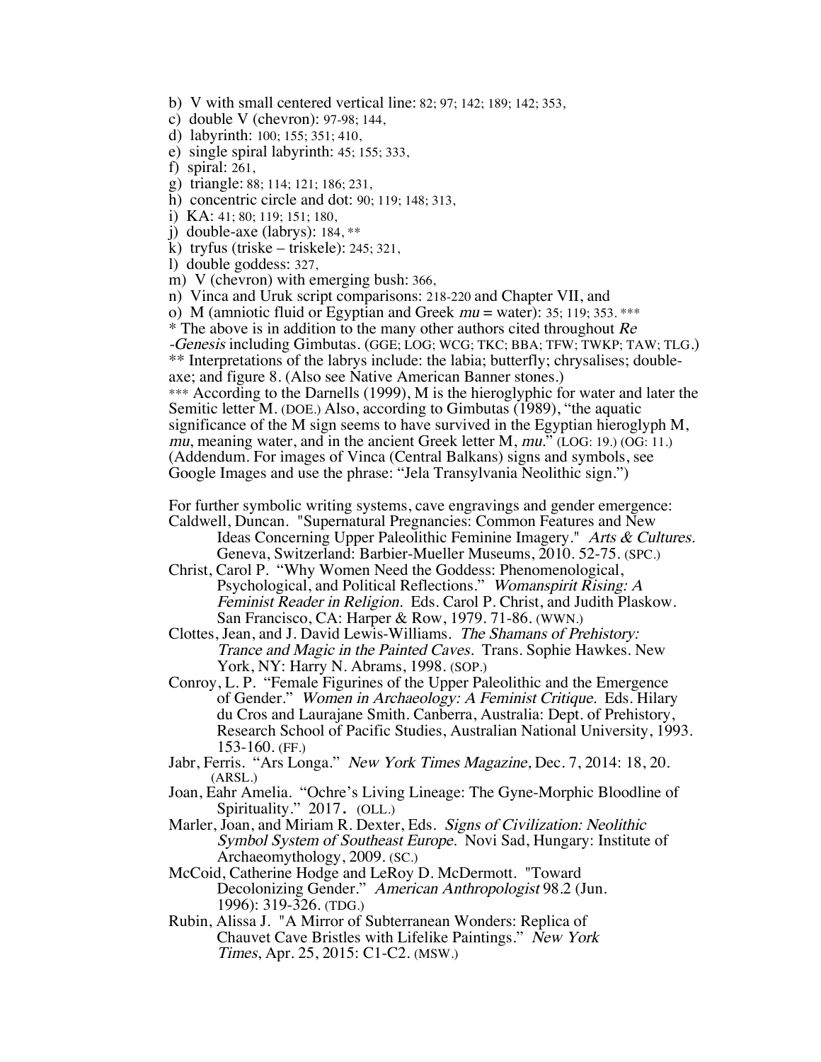b) V with small centered vertical line: 82; 97; 142; 189; 142; 353,
c) double V (chevron): 97-98; 144,
d) labyrinth: 100; 155; 351; 410,
e) single spiral labyrinth: 45; 155; 333,
f) spiral: 261,
g) triangle: 88; 114; 121; 186; 231,
h) concentric circle and dot: 90; 119; 148; 313,
i) KA: 41; 80; 119; 151; 180,
j) double-axe (labrys): 184, **
k) tryfus (triske – triskele): 245; 321,
l) double goddess: 327,
m) V (chevron) with emerging bush: 366,
n) Vinca and Uruk script comparisons: 218-220 and Chapter VII, and
o) M (amniotic fluid or Egyptian and Greek *mu* = water): 35; 119; 353. ***

* The above is in addition to the many other authors cited throughout *Re -Genesis* including Gimbutas. (GGE; LOG; WCG; TKC; BBA; TFW; TWKP; TAW; TLG.)
** Interpretations of the labrys include: the labia; butterfly; chrysalises; double-axe; and figure 8. (Also see Native American Banner stones.)
*** According to the Darnells (1999), M is the hieroglyphic for water and later the Semitic letter M. (DOE.) Also, according to Gimbutas (1989), "the aquatic significance of the M sign seems to have survived in the Egyptian hieroglyph M, *mu*, meaning water, and in the ancient Greek letter M, *mu*." (LOG: 19.) (OG: 11.) (Addendum. For images of Vinca (Central Balkans) signs and symbols, see Google Images and use the phrase: "Jela Transylvania Neolithic sign.")

For further symbolic writing systems, cave engravings and gender emergence:

Caldwell, Duncan. "Supernatural Pregnancies: Common Features and New Ideas Concerning Upper Paleolithic Feminine Imagery." *Arts & Cultures.* Geneva, Switzerland: Barbier-Mueller Museums, 2010. 52-75. (SPC.)

Christ, Carol P. "Why Women Need the Goddess: Phenomenological, Psychological, and Political Reflections." *Womanspirit Rising: A Feminist Reader in Religion.* Eds. Carol P. Christ, and Judith Plaskow. San Francisco, CA: Harper & Row, 1979. 71-86. (WWN.)

Clottes, Jean, and J. David Lewis-Williams. *The Shamans of Prehistory: Trance and Magic in the Painted Caves.* Trans. Sophie Hawkes. New York, NY: Harry N. Abrams, 1998. (SOP.)

Conroy, L. P. "Female Figurines of the Upper Paleolithic and the Emergence of Gender." *Women in Archaeology: A Feminist Critique.* Eds. Hilary du Cros and Laurajane Smith. Canberra, Australia: Dept. of Prehistory, Research School of Pacific Studies, Australian National University, 1993. 153-160. (FF.)

Jabr, Ferris. "Ars Longa." *New York Times Magazine*, Dec. 7, 2014: 18, 20. (ARSL.)

Joan, Eahr Amelia. "Ochre's Living Lineage: The Gyne-Morphic Bloodline of Spirituality." 2017. (OLL.)

Marler, Joan, and Miriam R. Dexter, Eds. *Signs of Civilization: Neolithic Symbol System of Southeast Europe.* Novi Sad, Hungary: Institute of Archaeomythology, 2009. (SC.)

McCoid, Catherine Hodge and LeRoy D. McDermott. "Toward Decolonizing Gender." *American Anthropologist* 98.2 (Jun. 1996): 319-326. (TDG.)

Rubin, Alissa J. "A Mirror of Subterranean Wonders: Replica of Chauvet Cave Bristles with Lifelike Paintings." *New York Times*, Apr. 25, 2015: C1-C2. (MSW.)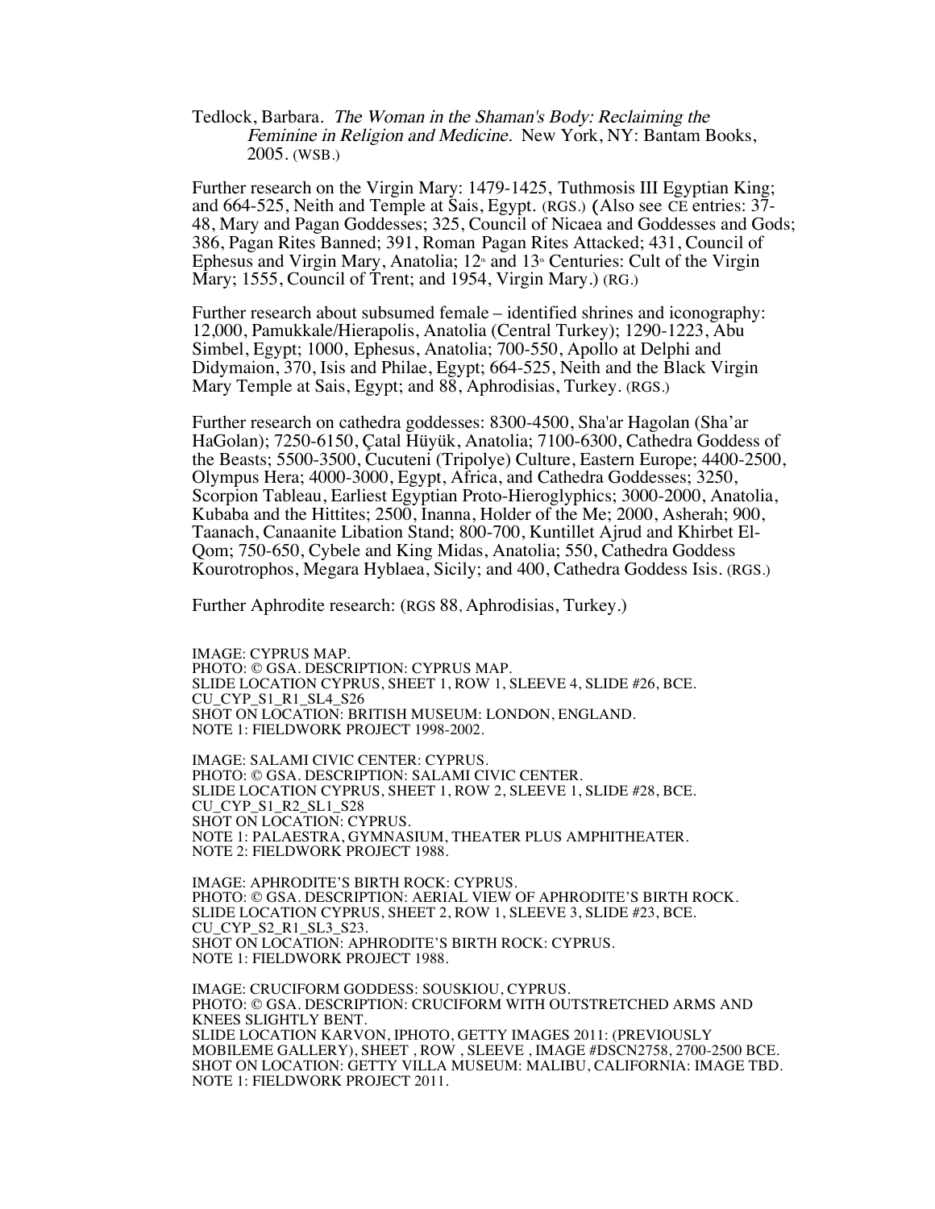Tedlock, Barbara. *The Woman in the Shaman's Body: Reclaiming the Feminine in Religion and Medicine.* New York, NY: Bantam Books, 2005. (WSB.)

Further research on the Virgin Mary: 1479-1425, Tuthmosis III Egyptian King; and 664-525, Neith and Temple at Sais, Egypt. (RGS.) (Also see CE entries: 37-48, Mary and Pagan Goddesses; 325, Council of Nicaea and Goddesses and Gods; 386, Pagan Rites Banned; 391, Roman Pagan Rites Attacked; 431, Council of Ephesus and Virgin Mary, Anatolia; 12th and 13th Centuries: Cult of the Virgin Mary; 1555, Council of Trent; and 1954, Virgin Mary.) (RG.)

Further research about subsumed female – identified shrines and iconography: 12,000, Pamukkale/Hierapolis, Anatolia (Central Turkey); 1290-1223, Abu Simbel, Egypt; 1000, Ephesus, Anatolia; 700-550, Apollo at Delphi and Didymaion, 370, Isis and Philae, Egypt; 664-525, Neith and the Black Virgin Mary Temple at Sais, Egypt; and 88, Aphrodisias, Turkey. (RGS.)

Further research on cathedra goddesses: 8300-4500, Sha'ar Hagolan (Sha'ar HaGolan); 7250-6150, Çatal Hüyük, Anatolia; 7100-6300, Cathedra Goddess of the Beasts; 5500-3500, Cucuteni (Tripolye) Culture, Eastern Europe; 4400-2500, Olympus Hera; 4000-3000, Egypt, Africa, and Cathedra Goddesses; 3250, Scorpion Tableau, Earliest Egyptian Proto-Hieroglyphics; 3000-2000, Anatolia, Kubaba and the Hittites; 2500, Inanna, Holder of the Me; 2000, Asherah; 900, Taanach, Canaanite Libation Stand; 800-700, Kuntillet Ajrud and Khirbet El-Qom; 750-650, Cybele and King Midas, Anatolia; 550, Cathedra Goddess Kourotrophos, Megara Hyblaea, Sicily; and 400, Cathedra Goddess Isis. (RGS.)

Further Aphrodite research: (RGS 88, Aphrodisias, Turkey.)

IMAGE: CYPRUS MAP.
PHOTO: © GSA. DESCRIPTION: CYPRUS MAP.
SLIDE LOCATION CYPRUS, SHEET 1, ROW 1, SLEEVE 4, SLIDE #26, BCE.
CU_CYP_S1_R1_SL4_S26
SHOT ON LOCATION: BRITISH MUSEUM: LONDON, ENGLAND.
NOTE 1: FIELDWORK PROJECT 1998-2002.

IMAGE: SALAMI CIVIC CENTER: CYPRUS.
PHOTO: © GSA. DESCRIPTION: SALAMI CIVIC CENTER.
SLIDE LOCATION CYPRUS, SHEET 1, ROW 2, SLEEVE 1, SLIDE #28, BCE.
CU_CYP_S1_R2_SL1_S28
SHOT ON LOCATION: CYPRUS.
NOTE 1: PALAESTRA, GYMNASIUM, THEATER PLUS AMPHITHEATER.
NOTE 2: FIELDWORK PROJECT 1988.

IMAGE: APHRODITE'S BIRTH ROCK: CYPRUS.
PHOTO: © GSA. DESCRIPTION: AERIAL VIEW OF APHRODITE'S BIRTH ROCK.
SLIDE LOCATION CYPRUS, SHEET 2, ROW 1, SLEEVE 3, SLIDE #23, BCE.
CU_CYP_S2_R1_SL3_S23.
SHOT ON LOCATION: APHRODITE'S BIRTH ROCK: CYPRUS.
NOTE 1: FIELDWORK PROJECT 1988.

IMAGE: CRUCIFORM GODDESS: SOUSKIOU, CYPRUS.
PHOTO: © GSA. DESCRIPTION: CRUCIFORM WITH OUTSTRETCHED ARMS AND KNEES SLIGHTLY BENT.
SLIDE LOCATION KARVON, IPHOTO, GETTY IMAGES 2011: (PREVIOUSLY MOBILEME GALLERY), SHEET , ROW , SLEEVE , IMAGE #DSCN2758, 2700-2500 BCE.
SHOT ON LOCATION: GETTY VILLA MUSEUM: MALIBU, CALIFORNIA: IMAGE TBD.
NOTE 1: FIELDWORK PROJECT 2011.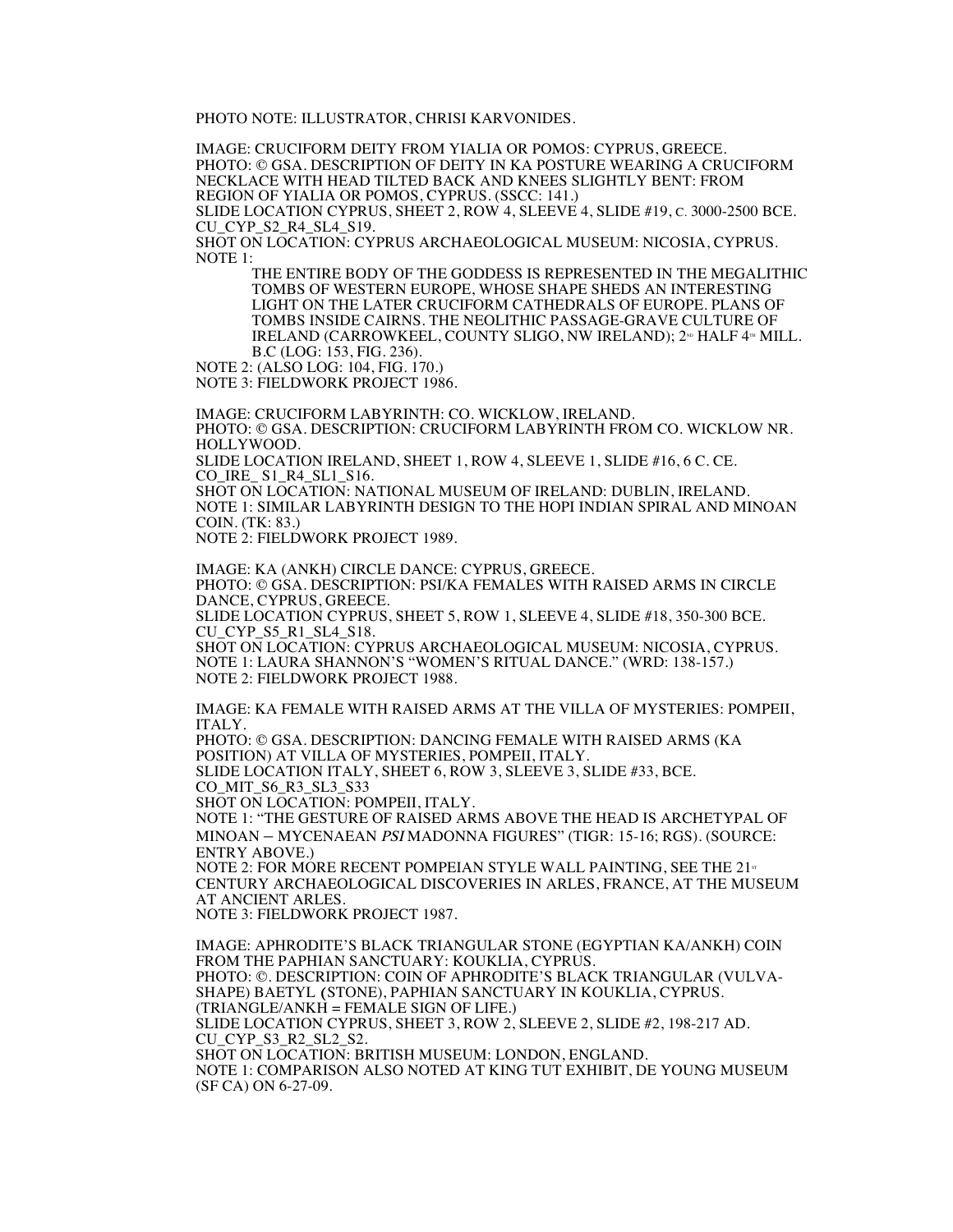PHOTO NOTE: ILLUSTRATOR, CHRISI KARVONIDES.

IMAGE: CRUCIFORM DEITY FROM YIALIA OR POMOS: CYPRUS, GREECE.
PHOTO: © GSA. DESCRIPTION OF DEITY IN KA POSTURE WEARING A CRUCIFORM NECKLACE WITH HEAD TILTED BACK AND KNEES SLIGHTLY BENT: FROM REGION OF YIALIA OR POMOS, CYPRUS. (SSCC: 141.)
SLIDE LOCATION CYPRUS, SHEET 2, ROW 4, SLEEVE 4, SLIDE #19, C. 3000-2500 BCE.
CU_CYP_S2_R4_SL4_S19.
SHOT ON LOCATION: CYPRUS ARCHAEOLOGICAL MUSEUM: NICOSIA, CYPRUS.
NOTE 1:

> THE ENTIRE BODY OF THE GODDESS IS REPRESENTED IN THE MEGALITHIC TOMBS OF WESTERN EUROPE, WHOSE SHAPE SHEDS AN INTERESTING LIGHT ON THE LATER CRUCIFORM CATHEDRALS OF EUROPE. PLANS OF TOMBS INSIDE CAIRNS. THE NEOLITHIC PASSAGE-GRAVE CULTURE OF IRELAND (CARROWKEEL, COUNTY SLIGO, NW IRELAND); 2ND HALF 4TH MILL. B.C (LOG: 153, FIG. 236).

NOTE 2: (ALSO LOG: 104, FIG. 170.)
NOTE 3: FIELDWORK PROJECT 1986.

IMAGE: CRUCIFORM LABYRINTH: CO. WICKLOW, IRELAND.
PHOTO: © GSA. DESCRIPTION: CRUCIFORM LABYRINTH FROM CO. WICKLOW NR. HOLLYWOOD.
SLIDE LOCATION IRELAND, SHEET 1, ROW 4, SLEEVE 1, SLIDE #16, 6 C. CE.
CO_IRE_ S1_R4_SL1_S16.
SHOT ON LOCATION: NATIONAL MUSEUM OF IRELAND: DUBLIN, IRELAND.
NOTE 1: SIMILAR LABYRINTH DESIGN TO THE HOPI INDIAN SPIRAL AND MINOAN COIN. (TK: 83.)
NOTE 2: FIELDWORK PROJECT 1989.

IMAGE: KA (ANKH) CIRCLE DANCE: CYPRUS, GREECE.
PHOTO: © GSA. DESCRIPTION: PSI/KA FEMALES WITH RAISED ARMS IN CIRCLE DANCE, CYPRUS, GREECE.
SLIDE LOCATION CYPRUS, SHEET 5, ROW 1, SLEEVE 4, SLIDE #18, 350-300 BCE.
CU_CYP_S5_R1_SL4_S18.
SHOT ON LOCATION: CYPRUS ARCHAEOLOGICAL MUSEUM: NICOSIA, CYPRUS.
NOTE 1: LAURA SHANNON'S "WOMEN'S RITUAL DANCE." (WRD: 138-157.)
NOTE 2: FIELDWORK PROJECT 1988.

IMAGE: KA FEMALE WITH RAISED ARMS AT THE VILLA OF MYSTERIES: POMPEII, ITALY.
PHOTO: © GSA. DESCRIPTION: DANCING FEMALE WITH RAISED ARMS (KA POSITION) AT VILLA OF MYSTERIES, POMPEII, ITALY.
SLIDE LOCATION ITALY, SHEET 6, ROW 3, SLEEVE 3, SLIDE #33, BCE.
CO_MIT_S6_R3_SL3_S33
SHOT ON LOCATION: POMPEII, ITALY.
NOTE 1: "THE GESTURE OF RAISED ARMS ABOVE THE HEAD IS ARCHETYPAL OF MINOAN – MYCENAEAN *PSI* MADONNA FIGURES" (TIGR: 15-16; RGS). (SOURCE: ENTRY ABOVE.)
NOTE 2: FOR MORE RECENT POMPEIAN STYLE WALL PAINTING, SEE THE 21ST CENTURY ARCHAEOLOGICAL DISCOVERIES IN ARLES, FRANCE, AT THE MUSEUM AT ANCIENT ARLES.
NOTE 3: FIELDWORK PROJECT 1987.

IMAGE: APHRODITE'S BLACK TRIANGULAR STONE (EGYPTIAN KA/ANKH) COIN FROM THE PAPHIAN SANCTUARY: KOUKLIA, CYPRUS.
PHOTO: ©. DESCRIPTION: COIN OF APHRODITE'S BLACK TRIANGULAR (VULVA-SHAPE) BAETYL (STONE), PAPHIAN SANCTUARY IN KOUKLIA, CYPRUS. (TRIANGLE/ANKH = FEMALE SIGN OF LIFE.)
SLIDE LOCATION CYPRUS, SHEET 3, ROW 2, SLEEVE 2, SLIDE #2, 198-217 AD.
CU_CYP_S3_R2_SL2_S2.
SHOT ON LOCATION: BRITISH MUSEUM: LONDON, ENGLAND.
NOTE 1: COMPARISON ALSO NOTED AT KING TUT EXHIBIT, DE YOUNG MUSEUM (SF CA) ON 6-27-09.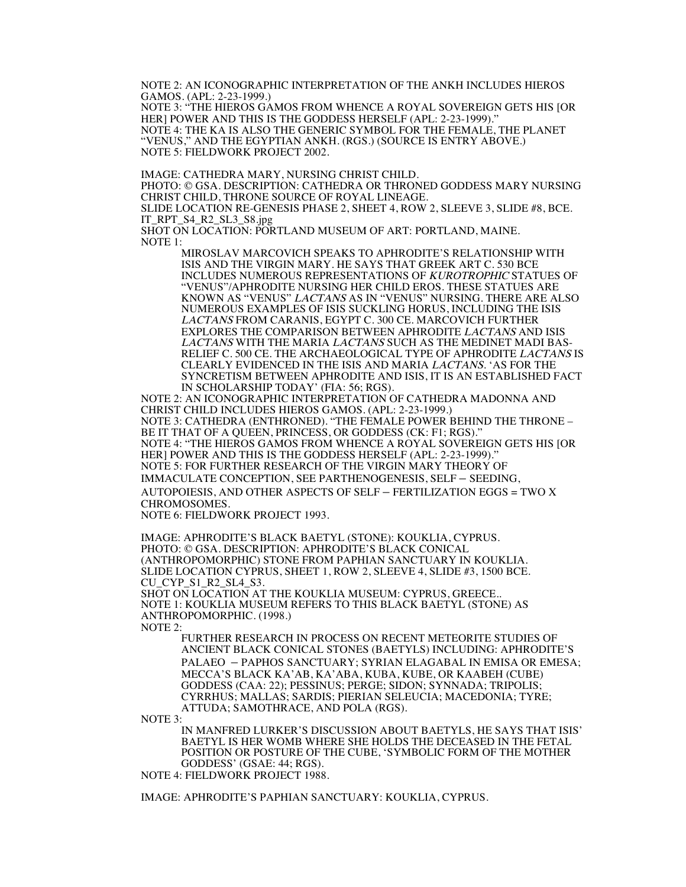NOTE 2: AN ICONOGRAPHIC INTERPRETATION OF THE ANKH INCLUDES HIEROS GAMOS. (APL: 2-23-1999.)
NOTE 3: "THE HIEROS GAMOS FROM WHENCE A ROYAL SOVEREIGN GETS HIS [OR HER] POWER AND THIS IS THE GODDESS HERSELF (APL: 2-23-1999)."
NOTE 4: THE KA IS ALSO THE GENERIC SYMBOL FOR THE FEMALE, THE PLANET "VENUS," AND THE EGYPTIAN ANKH. (RGS.) (SOURCE IS ENTRY ABOVE.)
NOTE 5: FIELDWORK PROJECT 2002.

IMAGE: CATHEDRA MARY, NURSING CHRIST CHILD.
PHOTO: © GSA. DESCRIPTION: CATHEDRA OR THRONED GODDESS MARY NURSING CHRIST CHILD, THRONE SOURCE OF ROYAL LINEAGE.
SLIDE LOCATION RE-GENESIS PHASE 2, SHEET 4, ROW 2, SLEEVE 3, SLIDE #8, BCE.
IT_RPT_S4_R2_SL3_S8.jpg
SHOT ON LOCATION: PORTLAND MUSEUM OF ART: PORTLAND, MAINE.
NOTE 1:

> MIROSLAV MARCOVICH SPEAKS TO APHRODITE'S RELATIONSHIP WITH ISIS AND THE VIRGIN MARY. HE SAYS THAT GREEK ART C. 530 BCE INCLUDES NUMEROUS REPRESENTATIONS OF *KUROTROPHIC* STATUES OF "VENUS"/APHRODITE NURSING HER CHILD EROS. THESE STATUES ARE KNOWN AS "VENUS" *LACTANS* AS IN "VENUS" NURSING. THERE ARE ALSO NUMEROUS EXAMPLES OF ISIS SUCKLING HORUS, INCLUDING THE ISIS *LACTANS* FROM CARANIS, EGYPT C. 300 CE. MARCOVICH FURTHER EXPLORES THE COMPARISON BETWEEN APHRODITE *LACTANS* AND ISIS *LACTANS* WITH THE MARIA *LACTANS* SUCH AS THE MEDINET MADI BAS-RELIEF C. 500 CE. THE ARCHAEOLOGICAL TYPE OF APHRODITE *LACTANS* IS CLEARLY EVIDENCED IN THE ISIS AND MARIA *LACTANS*. 'AS FOR THE SYNCRETISM BETWEEN APHRODITE AND ISIS, IT IS AN ESTABLISHED FACT IN SCHOLARSHIP TODAY' (FIA: 56; RGS).

NOTE 2: AN ICONOGRAPHIC INTERPRETATION OF CATHEDRA MADONNA AND CHRIST CHILD INCLUDES HIEROS GAMOS. (APL: 2-23-1999.)
NOTE 3: CATHEDRA (ENTHRONED). "THE FEMALE POWER BEHIND THE THRONE – BE IT THAT OF A QUEEN, PRINCESS, OR GODDESS (CK: F1; RGS)."
NOTE 4: "THE HIEROS GAMOS FROM WHENCE A ROYAL SOVEREIGN GETS HIS [OR HER] POWER AND THIS IS THE GODDESS HERSELF (APL: 2-23-1999)."
NOTE 5: FOR FURTHER RESEARCH OF THE VIRGIN MARY THEORY OF IMMACULATE CONCEPTION, SEE PARTHENOGENESIS, SELF – SEEDING, AUTOPOIESIS, AND OTHER ASPECTS OF SELF – FERTILIZATION EGGS = TWO X CHROMOSOMES.
NOTE 6: FIELDWORK PROJECT 1993.

IMAGE: APHRODITE'S BLACK BAETYL (STONE): KOUKLIA, CYPRUS.
PHOTO: © GSA. DESCRIPTION: APHRODITE'S BLACK CONICAL (ANTHROPOMORPHIC) STONE FROM PAPHIAN SANCTUARY IN KOUKLIA.
SLIDE LOCATION CYPRUS, SHEET 1, ROW 2, SLEEVE 4, SLIDE #3, 1500 BCE.
CU_CYP_S1_R2_SL4_S3.
SHOT ON LOCATION AT THE KOUKLIA MUSEUM: CYPRUS, GREECE..
NOTE 1: KOUKLIA MUSEUM REFERS TO THIS BLACK BAETYL (STONE) AS ANTHROPOMORPHIC. (1998.)
NOTE 2:

> FURTHER RESEARCH IN PROCESS ON RECENT METEORITE STUDIES OF ANCIENT BLACK CONICAL STONES (BAETYLS) INCLUDING: APHRODITE'S PALAEO – PAPHOS SANCTUARY; SYRIAN ELAGABAL IN EMISA OR EMESA; MECCA'S BLACK KA'AB, KA'ABA, KUBA, KUBE, OR KAABEH (CUBE) GODDESS (CAA: 22); PESSINUS; PERGE; SIDON; SYNNADA; TRIPOLIS; CYRRHUS; MALLAS; SARDIS; PIERIAN SELEUCIA; MACEDONIA; TYRE; ATTUDA; SAMOTHRACE, AND POLA (RGS).

NOTE 3:

> IN MANFRED LURKER'S DISCUSSION ABOUT BAETYLS, HE SAYS THAT ISIS' BAETYL IS HER WOMB WHERE SHE HOLDS THE DECEASED IN THE FETAL POSITION OR POSTURE OF THE CUBE, 'SYMBOLIC FORM OF THE MOTHER GODDESS' (GSAE: 44; RGS).

NOTE 4: FIELDWORK PROJECT 1988.

IMAGE: APHRODITE'S PAPHIAN SANCTUARY: KOUKLIA, CYPRUS.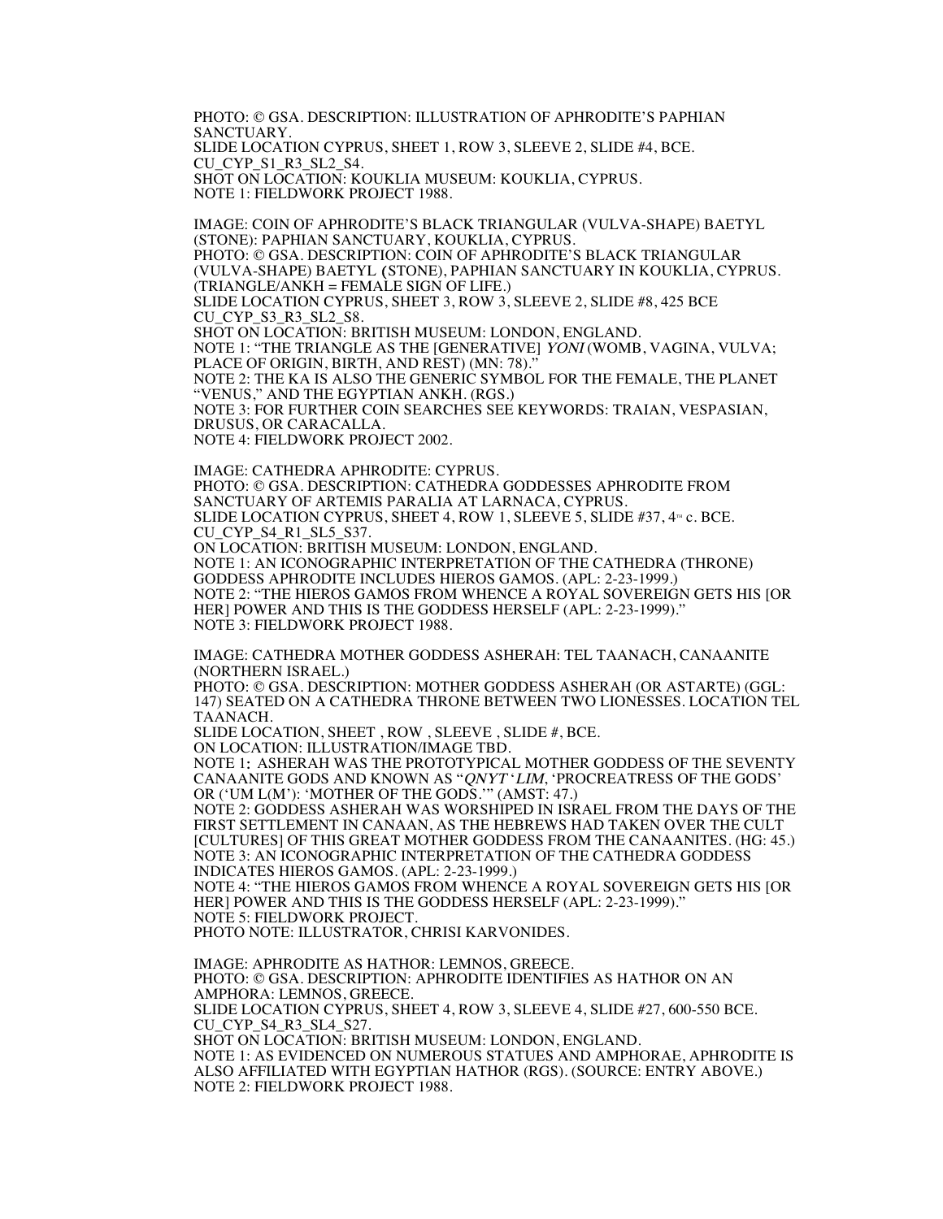PHOTO: © GSA. DESCRIPTION: ILLUSTRATION OF APHRODITE'S PAPHIAN SANCTUARY.
SLIDE LOCATION CYPRUS, SHEET 1, ROW 3, SLEEVE 2, SLIDE #4, BCE.
CU_CYP_S1_R3_SL2_S4.
SHOT ON LOCATION: KOUKLIA MUSEUM: KOUKLIA, CYPRUS.
NOTE 1: FIELDWORK PROJECT 1988.

IMAGE: COIN OF APHRODITE'S BLACK TRIANGULAR (VULVA-SHAPE) BAETYL (STONE): PAPHIAN SANCTUARY, KOUKLIA, CYPRUS.
PHOTO: © GSA. DESCRIPTION: COIN OF APHRODITE'S BLACK TRIANGULAR (VULVA-SHAPE) BAETYL (STONE), PAPHIAN SANCTUARY IN KOUKLIA, CYPRUS. (TRIANGLE/ANKH = FEMALE SIGN OF LIFE.)
SLIDE LOCATION CYPRUS, SHEET 3, ROW 3, SLEEVE 2, SLIDE #8, 425 BCE
CU_CYP_S3_R3_SL2_S8.
SHOT ON LOCATION: BRITISH MUSEUM: LONDON, ENGLAND.
NOTE 1: "THE TRIANGLE AS THE [GENERATIVE] *YONI* (WOMB, VAGINA, VULVA; PLACE OF ORIGIN, BIRTH, AND REST) (MN: 78)."
NOTE 2: THE KA IS ALSO THE GENERIC SYMBOL FOR THE FEMALE, THE PLANET "VENUS," AND THE EGYPTIAN ANKH. (RGS.)
NOTE 3: FOR FURTHER COIN SEARCHES SEE KEYWORDS: TRAIAN, VESPASIAN, DRUSUS, OR CARACALLA.
NOTE 4: FIELDWORK PROJECT 2002.

IMAGE: CATHEDRA APHRODITE: CYPRUS.
PHOTO: © GSA. DESCRIPTION: CATHEDRA GODDESSES APHRODITE FROM SANCTUARY OF ARTEMIS PARALIA AT LARNACA, CYPRUS.
SLIDE LOCATION CYPRUS, SHEET 4, ROW 1, SLEEVE 5, SLIDE #37, 4TH c. BCE.
CU_CYP_S4_R1_SL5_S37.
ON LOCATION: BRITISH MUSEUM: LONDON, ENGLAND.
NOTE 1: AN ICONOGRAPHIC INTERPRETATION OF THE CATHEDRA (THRONE) GODDESS APHRODITE INCLUDES HIEROS GAMOS. (APL: 2-23-1999.)
NOTE 2: "THE HIEROS GAMOS FROM WHENCE A ROYAL SOVEREIGN GETS HIS [OR HER] POWER AND THIS IS THE GODDESS HERSELF (APL: 2-23-1999)."
NOTE 3: FIELDWORK PROJECT 1988.

IMAGE: CATHEDRA MOTHER GODDESS ASHERAH: TEL TAANACH, CANAANITE (NORTHERN ISRAEL.)
PHOTO: © GSA. DESCRIPTION: MOTHER GODDESS ASHERAH (OR ASTARTE) (GGL: 147) SEATED ON A CATHEDRA THRONE BETWEEN TWO LIONESSES. LOCATION TEL TAANACH.
SLIDE LOCATION, SHEET , ROW , SLEEVE , SLIDE #, BCE.
ON LOCATION: ILLUSTRATION/IMAGE TBD.
NOTE 1: ASHERAH WAS THE PROTOTYPICAL MOTHER GODDESS OF THE SEVENTY CANAANITE GODS AND KNOWN AS "*QNYT 'LIM*, 'PROCREATRESS OF THE GODS' OR ('UM L(M'): 'MOTHER OF THE GODS.'" (AMST: 47.)
NOTE 2: GODDESS ASHERAH WAS WORSHIPED IN ISRAEL FROM THE DAYS OF THE FIRST SETTLEMENT IN CANAAN, AS THE HEBREWS HAD TAKEN OVER THE CULT [CULTURES] OF THIS GREAT MOTHER GODDESS FROM THE CANAANITES. (HG: 45.)
NOTE 3: AN ICONOGRAPHIC INTERPRETATION OF THE CATHEDRA GODDESS INDICATES HIEROS GAMOS. (APL: 2-23-1999.)
NOTE 4: "THE HIEROS GAMOS FROM WHENCE A ROYAL SOVEREIGN GETS HIS [OR HER] POWER AND THIS IS THE GODDESS HERSELF (APL: 2-23-1999)."
NOTE 5: FIELDWORK PROJECT.
PHOTO NOTE: ILLUSTRATOR, CHRISI KARVONIDES.

IMAGE: APHRODITE AS HATHOR: LEMNOS, GREECE.
PHOTO: © GSA. DESCRIPTION: APHRODITE IDENTIFIES AS HATHOR ON AN AMPHORA: LEMNOS, GREECE.
SLIDE LOCATION CYPRUS, SHEET 4, ROW 3, SLEEVE 4, SLIDE #27, 600-550 BCE.
CU_CYP_S4_R3_SL4_S27.
SHOT ON LOCATION: BRITISH MUSEUM: LONDON, ENGLAND.
NOTE 1: AS EVIDENCED ON NUMEROUS STATUES AND AMPHORAE, APHRODITE IS ALSO AFFILIATED WITH EGYPTIAN HATHOR (RGS). (SOURCE: ENTRY ABOVE.)
NOTE 2: FIELDWORK PROJECT 1988.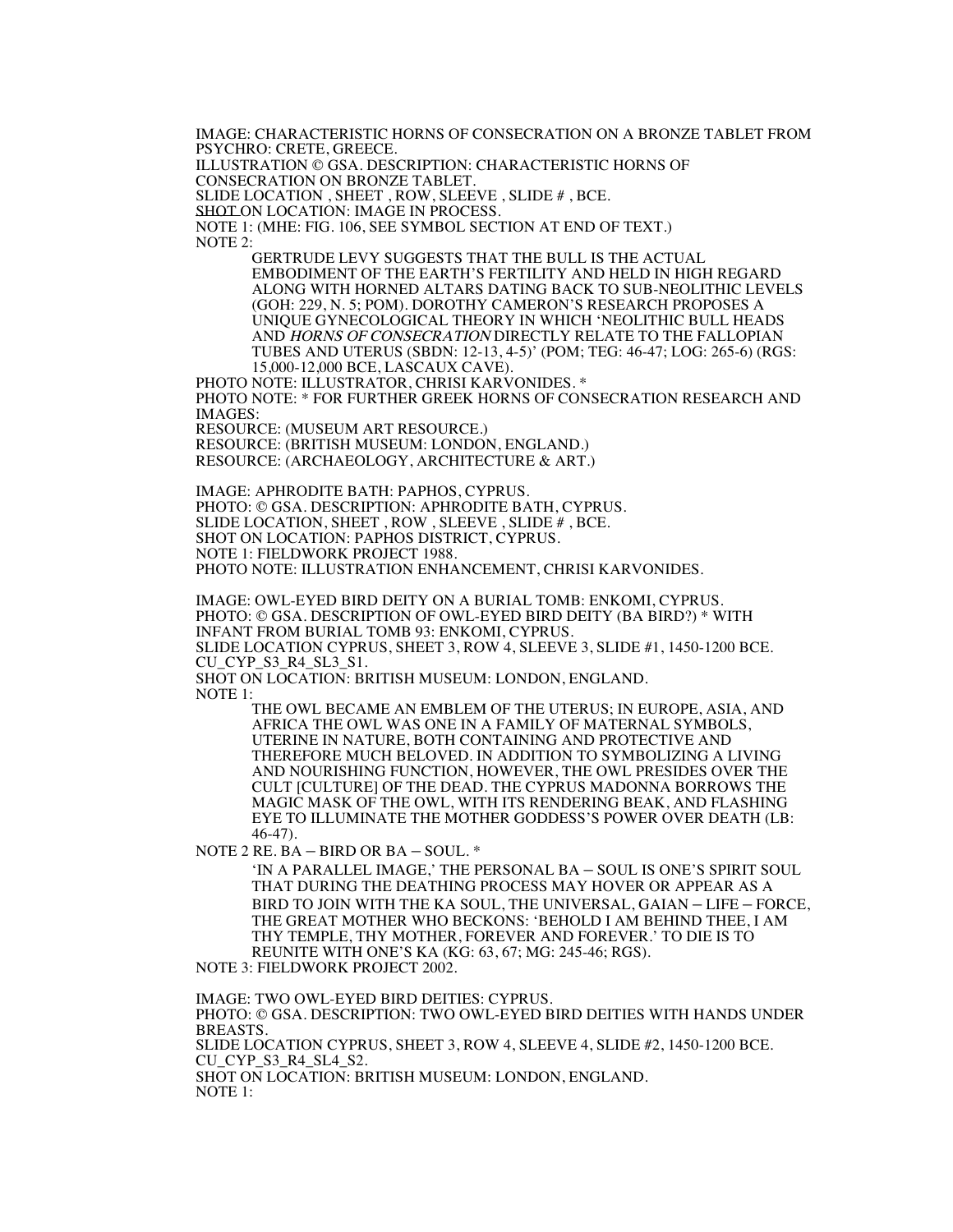IMAGE: CHARACTERISTIC HORNS OF CONSECRATION ON A BRONZE TABLET FROM PSYCHRO: CRETE, GREECE.
ILLUSTRATION © GSA. DESCRIPTION: CHARACTERISTIC HORNS OF CONSECRATION ON BRONZE TABLET.
SLIDE LOCATION , SHEET , ROW, SLEEVE , SLIDE # , BCE.
SHOT ON LOCATION: IMAGE IN PROCESS.
NOTE 1: (MHE: FIG. 106, SEE SYMBOL SECTION AT END OF TEXT.)
NOTE 2:

> GERTRUDE LEVY SUGGESTS THAT THE BULL IS THE ACTUAL EMBODIMENT OF THE EARTH'S FERTILITY AND HELD IN HIGH REGARD ALONG WITH HORNED ALTARS DATING BACK TO SUB-NEOLITHIC LEVELS (GOH: 229, N. 5; POM). DOROTHY CAMERON'S RESEARCH PROPOSES A UNIQUE GYNECOLOGICAL THEORY IN WHICH 'NEOLITHIC BULL HEADS AND *HORNS OF CONSECRATION* DIRECTLY RELATE TO THE FALLOPIAN TUBES AND UTERUS (SBDN: 12-13, 4-5)' (POM; TEG: 46-47; LOG: 265-6) (RGS: 15,000-12,000 BCE, LASCAUX CAVE).

PHOTO NOTE: ILLUSTRATOR, CHRISI KARVONIDES. *
PHOTO NOTE: * FOR FURTHER GREEK HORNS OF CONSECRATION RESEARCH AND IMAGES:
RESOURCE: (MUSEUM ART RESOURCE.)
RESOURCE: (BRITISH MUSEUM: LONDON, ENGLAND.)
RESOURCE: (ARCHAEOLOGY, ARCHITECTURE & ART.)

IMAGE: APHRODITE BATH: PAPHOS, CYPRUS.
PHOTO: © GSA. DESCRIPTION: APHRODITE BATH, CYPRUS.
SLIDE LOCATION, SHEET , ROW , SLEEVE , SLIDE # , BCE.
SHOT ON LOCATION: PAPHOS DISTRICT, CYPRUS.
NOTE 1: FIELDWORK PROJECT 1988.
PHOTO NOTE: ILLUSTRATION ENHANCEMENT, CHRISI KARVONIDES.

IMAGE: OWL-EYED BIRD DEITY ON A BURIAL TOMB: ENKOMI, CYPRUS.
PHOTO: © GSA. DESCRIPTION OF OWL-EYED BIRD DEITY (BA BIRD?) * WITH INFANT FROM BURIAL TOMB 93: ENKOMI, CYPRUS.
SLIDE LOCATION CYPRUS, SHEET 3, ROW 4, SLEEVE 3, SLIDE #1, 1450-1200 BCE.
CU_CYP_S3_R4_SL3_S1.
SHOT ON LOCATION: BRITISH MUSEUM: LONDON, ENGLAND.
NOTE 1:

> THE OWL BECAME AN EMBLEM OF THE UTERUS; IN EUROPE, ASIA, AND AFRICA THE OWL WAS ONE IN A FAMILY OF MATERNAL SYMBOLS, UTERINE IN NATURE, BOTH CONTAINING AND PROTECTIVE AND THEREFORE MUCH BELOVED. IN ADDITION TO SYMBOLIZING A LIVING AND NOURISHING FUNCTION, HOWEVER, THE OWL PRESIDES OVER THE CULT [CULTURE] OF THE DEAD. THE CYPRUS MADONNA BORROWS THE MAGIC MASK OF THE OWL, WITH ITS RENDERING BEAK, AND FLASHING EYE TO ILLUMINATE THE MOTHER GODDESS'S POWER OVER DEATH (LB: 46-47).

NOTE 2 RE. BA – BIRD OR BA – SOUL. *

> 'IN A PARALLEL IMAGE,' THE PERSONAL BA – SOUL IS ONE'S SPIRIT SOUL THAT DURING THE DEATHING PROCESS MAY HOVER OR APPEAR AS A BIRD TO JOIN WITH THE KA SOUL, THE UNIVERSAL, GAIAN – LIFE – FORCE, THE GREAT MOTHER WHO BECKONS: 'BEHOLD I AM BEHIND THEE, I AM THY TEMPLE, THY MOTHER, FOREVER AND FOREVER.' TO DIE IS TO REUNITE WITH ONE'S KA (KG: 63, 67; MG: 245-46; RGS).

NOTE 3: FIELDWORK PROJECT 2002.

IMAGE: TWO OWL-EYED BIRD DEITIES: CYPRUS.
PHOTO: © GSA. DESCRIPTION: TWO OWL-EYED BIRD DEITIES WITH HANDS UNDER BREASTS.
SLIDE LOCATION CYPRUS, SHEET 3, ROW 4, SLEEVE 4, SLIDE #2, 1450-1200 BCE.
CU_CYP_S3_R4_SL4_S2.
SHOT ON LOCATION: BRITISH MUSEUM: LONDON, ENGLAND.
NOTE 1: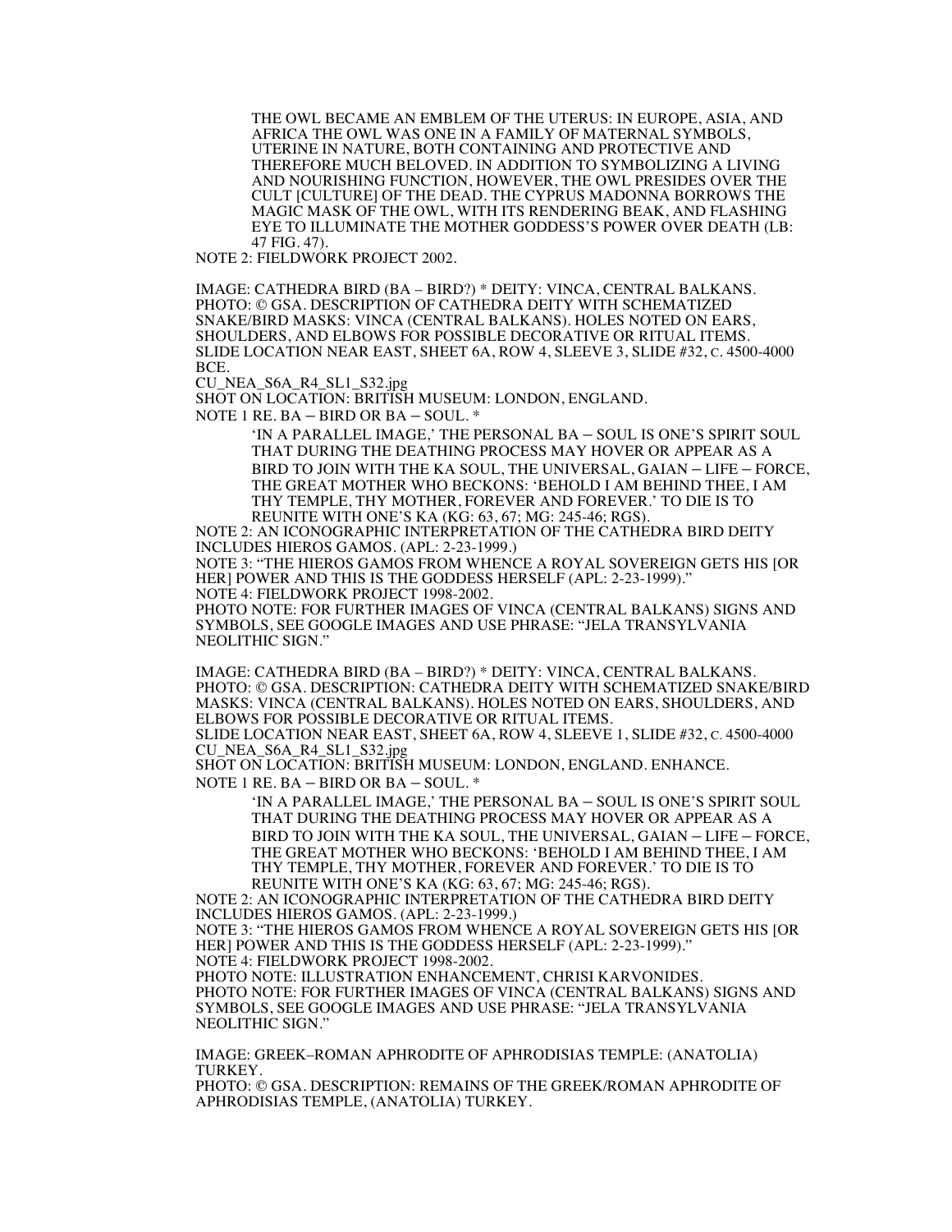> THE OWL BECAME AN EMBLEM OF THE UTERUS: IN EUROPE, ASIA, AND AFRICA THE OWL WAS ONE IN A FAMILY OF MATERNAL SYMBOLS, UTERINE IN NATURE, BOTH CONTAINING AND PROTECTIVE AND THEREFORE MUCH BELOVED. IN ADDITION TO SYMBOLIZING A LIVING AND NOURISHING FUNCTION, HOWEVER, THE OWL PRESIDES OVER THE CULT [CULTURE] OF THE DEAD. THE CYPRUS MADONNA BORROWS THE MAGIC MASK OF THE OWL, WITH ITS RENDERING BEAK, AND FLASHING EYE TO ILLUMINATE THE MOTHER GODDESS'S POWER OVER DEATH (LB: 47 FIG. 47).

NOTE 2: FIELDWORK PROJECT 2002.

IMAGE: CATHEDRA BIRD (BA – BIRD?) * DEITY: VINCA, CENTRAL BALKANS.
PHOTO: © GSA. DESCRIPTION OF CATHEDRA DEITY WITH SCHEMATIZED SNAKE/BIRD MASKS: VINCA (CENTRAL BALKANS). HOLES NOTED ON EARS, SHOULDERS, AND ELBOWS FOR POSSIBLE DECORATIVE OR RITUAL ITEMS.
SLIDE LOCATION NEAR EAST, SHEET 6A, ROW 4, SLEEVE 3, SLIDE #32, C. 4500-4000 BCE.
CU_NEA_S6A_R4_SL1_S32.jpg
SHOT ON LOCATION: BRITISH MUSEUM: LONDON, ENGLAND.
NOTE 1 RE. BA – BIRD OR BA – SOUL. *

> 'IN A PARALLEL IMAGE,' THE PERSONAL BA – SOUL IS ONE'S SPIRIT SOUL THAT DURING THE DEATHING PROCESS MAY HOVER OR APPEAR AS A BIRD TO JOIN WITH THE KA SOUL, THE UNIVERSAL, GAIAN – LIFE – FORCE, THE GREAT MOTHER WHO BECKONS: 'BEHOLD I AM BEHIND THEE, I AM THY TEMPLE, THY MOTHER, FOREVER AND FOREVER.' TO DIE IS TO REUNITE WITH ONE'S KA (KG: 63, 67; MG: 245-46; RGS).

NOTE 2: AN ICONOGRAPHIC INTERPRETATION OF THE CATHEDRA BIRD DEITY INCLUDES HIEROS GAMOS. (APL: 2-23-1999.)
NOTE 3: "THE HIEROS GAMOS FROM WHENCE A ROYAL SOVEREIGN GETS HIS [OR HER] POWER AND THIS IS THE GODDESS HERSELF (APL: 2-23-1999)."
NOTE 4: FIELDWORK PROJECT 1998-2002.
PHOTO NOTE: FOR FURTHER IMAGES OF VINCA (CENTRAL BALKANS) SIGNS AND SYMBOLS, SEE GOOGLE IMAGES AND USE PHRASE: "JELA TRANSYLVANIA NEOLITHIC SIGN."

IMAGE: CATHEDRA BIRD (BA – BIRD?) * DEITY: VINCA, CENTRAL BALKANS.
PHOTO: © GSA. DESCRIPTION: CATHEDRA DEITY WITH SCHEMATIZED SNAKE/BIRD MASKS: VINCA (CENTRAL BALKANS). HOLES NOTED ON EARS, SHOULDERS, AND ELBOWS FOR POSSIBLE DECORATIVE OR RITUAL ITEMS.
SLIDE LOCATION NEAR EAST, SHEET 6A, ROW 4, SLEEVE 1, SLIDE #32, C. 4500-4000
CU_NEA_S6A_R4_SL1_S32.jpg
SHOT ON LOCATION: BRITISH MUSEUM: LONDON, ENGLAND. ENHANCE.
NOTE 1 RE. BA – BIRD OR BA – SOUL. *

> 'IN A PARALLEL IMAGE,' THE PERSONAL BA – SOUL IS ONE'S SPIRIT SOUL THAT DURING THE DEATHING PROCESS MAY HOVER OR APPEAR AS A BIRD TO JOIN WITH THE KA SOUL, THE UNIVERSAL, GAIAN – LIFE – FORCE, THE GREAT MOTHER WHO BECKONS: 'BEHOLD I AM BEHIND THEE, I AM THY TEMPLE, THY MOTHER, FOREVER AND FOREVER.' TO DIE IS TO REUNITE WITH ONE'S KA (KG: 63, 67; MG: 245-46; RGS).

NOTE 2: AN ICONOGRAPHIC INTERPRETATION OF THE CATHEDRA BIRD DEITY INCLUDES HIEROS GAMOS. (APL: 2-23-1999.)
NOTE 3: "THE HIEROS GAMOS FROM WHENCE A ROYAL SOVEREIGN GETS HIS [OR HER] POWER AND THIS IS THE GODDESS HERSELF (APL: 2-23-1999)."
NOTE 4: FIELDWORK PROJECT 1998-2002.
PHOTO NOTE: ILLUSTRATION ENHANCEMENT, CHRISI KARVONIDES.
PHOTO NOTE: FOR FURTHER IMAGES OF VINCA (CENTRAL BALKANS) SIGNS AND SYMBOLS, SEE GOOGLE IMAGES AND USE PHRASE: "JELA TRANSYLVANIA NEOLITHIC SIGN."

IMAGE: GREEK–ROMAN APHRODITE OF APHRODISIAS TEMPLE: (ANATOLIA) TURKEY.
PHOTO: © GSA. DESCRIPTION: REMAINS OF THE GREEK/ROMAN APHRODITE OF APHRODISIAS TEMPLE, (ANATOLIA) TURKEY.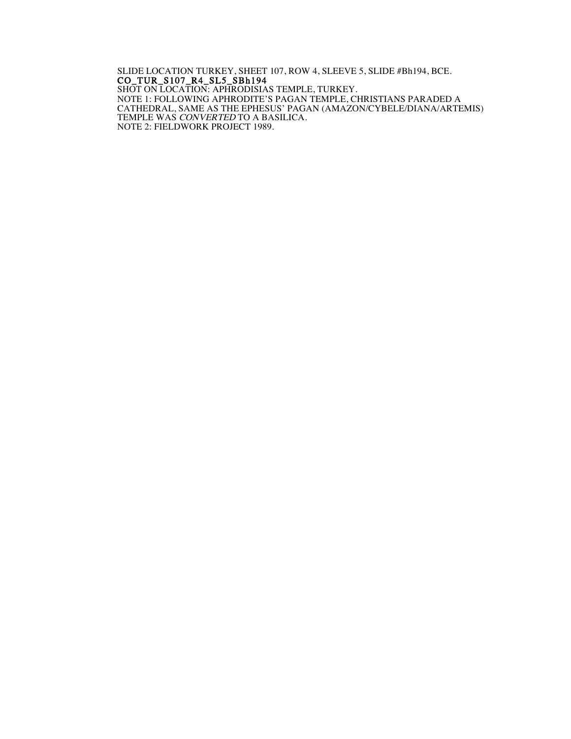SLIDE LOCATION TURKEY, SHEET 107, ROW 4, SLEEVE 5, SLIDE #Bh194, BCE.
**CO_TUR_S107_R4_SL5_SBh194**
SHOT ON LOCATION: APHRODISIAS TEMPLE, TURKEY.
NOTE 1: FOLLOWING APHRODITE'S PAGAN TEMPLE, CHRISTIANS PARADED A CATHEDRAL, SAME AS THE EPHESUS' PAGAN (AMAZON/CYBELE/DIANA/ARTEMIS) TEMPLE WAS *CONVERTED* TO A BASILICA.
NOTE 2: FIELDWORK PROJECT 1989.